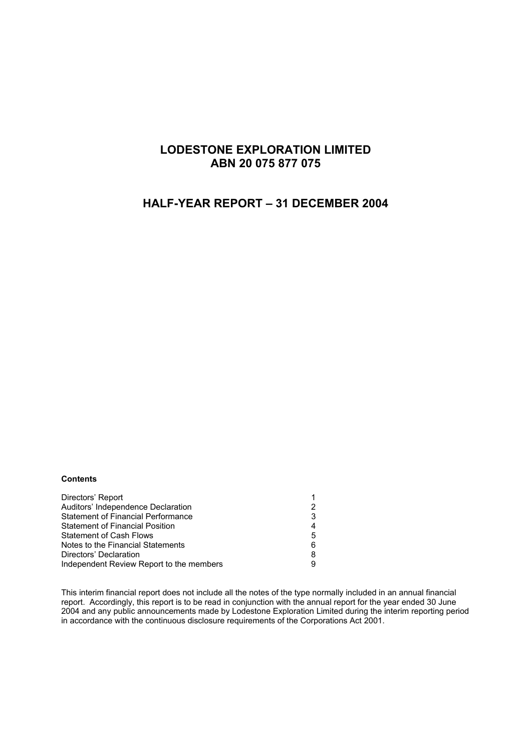# LODESTONE EXPLORATION LIMITED
# ABN 20 075 877 075

## HALF-YEAR REPORT – 31 DECEMBER 2004

**Contents**

| | |
|---|---|
| Directors' Report | 1 |
| Auditors' Independence Declaration | 2 |
| Statement of Financial Performance | 3 |
| Statement of Financial Position | 4 |
| Statement of Cash Flows | 5 |
| Notes to the Financial Statements | 6 |
| Directors' Declaration | 8 |
| Independent Review Report to the members | 9 |

This interim financial report does not include all the notes of the type normally included in an annual financial report. Accordingly, this report is to be read in conjunction with the annual report for the year ended 30 June 2004 and any public announcements made by Lodestone Exploration Limited during the interim reporting period in accordance with the continuous disclosure requirements of the Corporations Act 2001.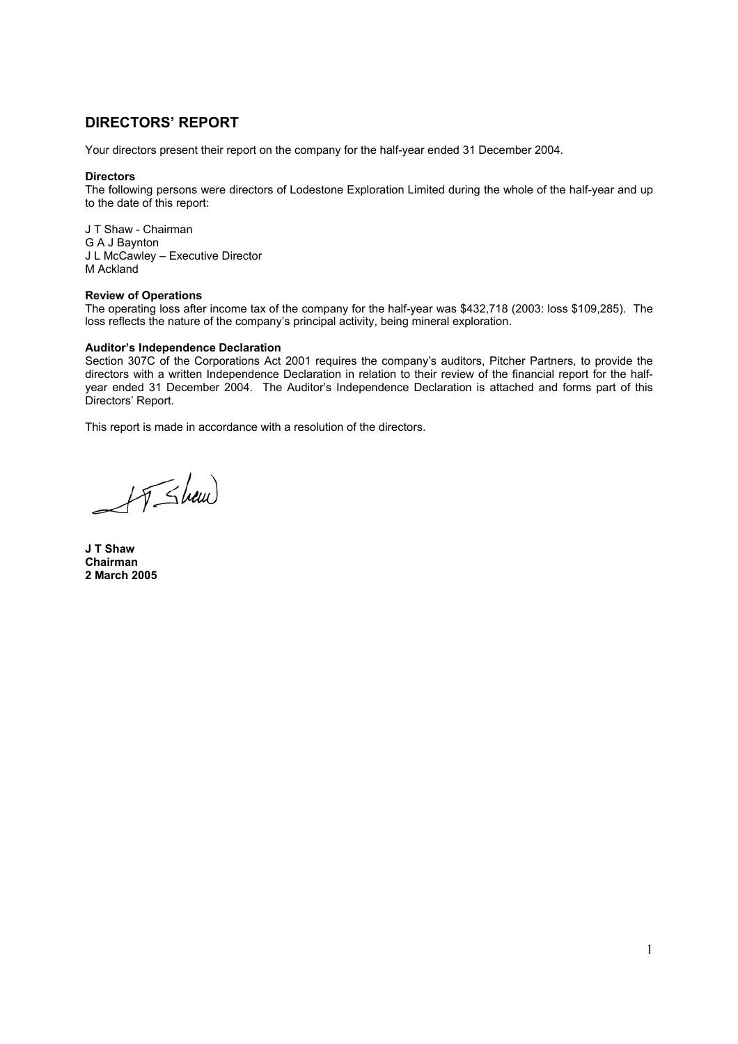# DIRECTORS' REPORT

Your directors present their report on the company for the half-year ended 31 December 2004.

**Directors**
The following persons were directors of Lodestone Exploration Limited during the whole of the half-year and up to the date of this report:

J T Shaw - Chairman
G A J Baynton
J L McCawley – Executive Director
M Ackland

**Review of Operations**
The operating loss after income tax of the company for the half-year was $432,718 (2003: loss $109,285). The loss reflects the nature of the company's principal activity, being mineral exploration.

**Auditor's Independence Declaration**
Section 307C of the Corporations Act 2001 requires the company's auditors, Pitcher Partners, to provide the directors with a written Independence Declaration in relation to their review of the financial report for the half-year ended 31 December 2004. The Auditor's Independence Declaration is attached and forms part of this Directors' Report.

This report is made in accordance with a resolution of the directors.

**J T Shaw**
**Chairman**
**2 March 2005**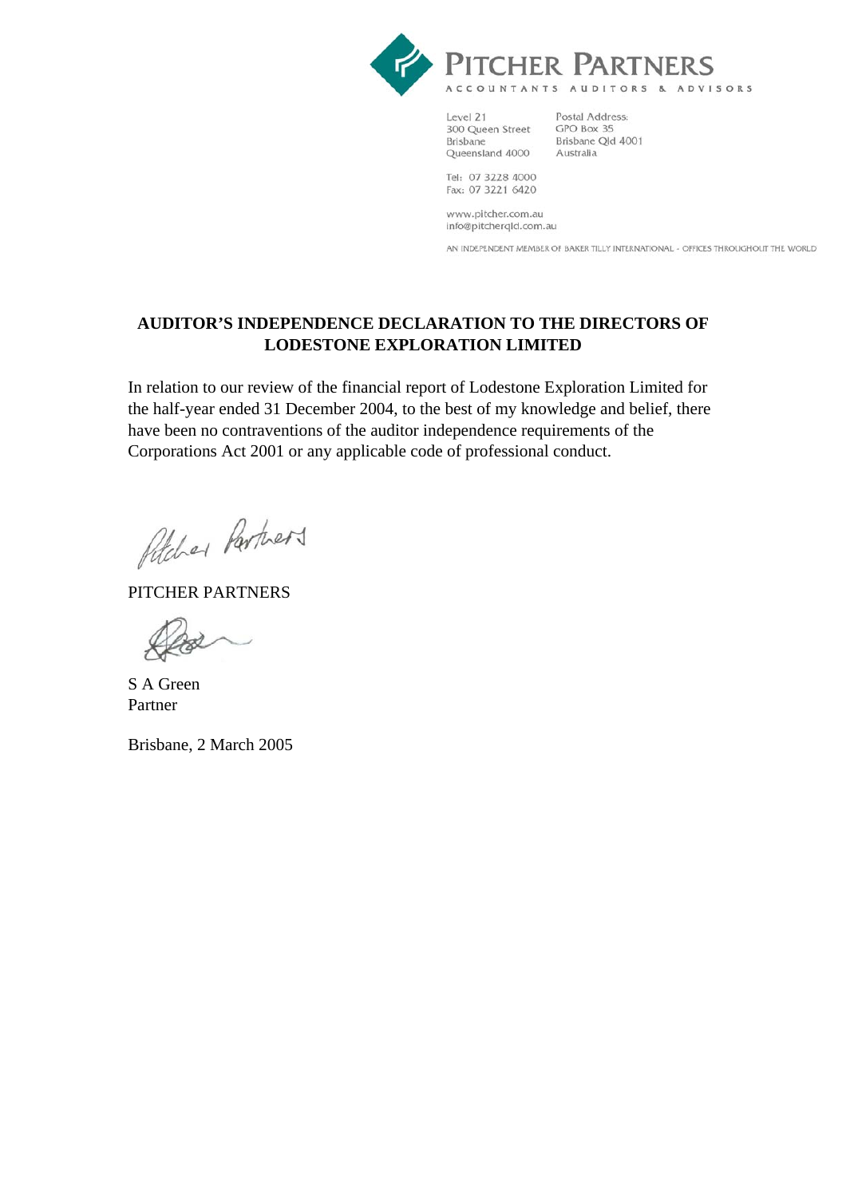**PITCHER PARTNERS**
ACCOUNTANTS AUDITORS & ADVISORS

Level 21
300 Queen Street
Brisbane
Queensland 4000

Postal Address:
GPO Box 35
Brisbane Qld 4001
Australia

Tel: 07 3228 4000
Fax: 07 3221 6420

www.pitcher.com.au
info@pitcherqld.com.au

AN INDEPENDENT MEMBER OF BAKER TILLY INTERNATIONAL - OFFICES THROUGHOUT THE WORLD

## AUDITOR'S INDEPENDENCE DECLARATION TO THE DIRECTORS OF LODESTONE EXPLORATION LIMITED

In relation to our review of the financial report of Lodestone Exploration Limited for the half-year ended 31 December 2004, to the best of my knowledge and belief, there have been no contraventions of the auditor independence requirements of the Corporations Act 2001 or any applicable code of professional conduct.

PITCHER PARTNERS

S A Green
Partner

Brisbane, 2 March 2005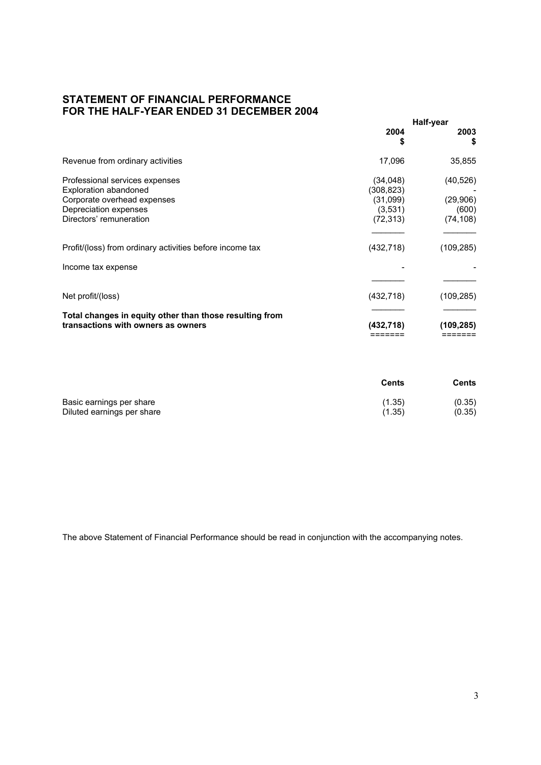## STATEMENT OF FINANCIAL PERFORMANCE
## FOR THE HALF-YEAR ENDED 31 DECEMBER 2004

| | Half-year | |
|---|---|---|
| | **2004** | **2003** |
| | **$** | **$** |
| Revenue from ordinary activities | 17,096 | 35,855 |
| Professional services expenses | (34,048) | (40,526) |
| Exploration abandoned | (308,823) | - |
| Corporate overhead expenses | (31,099) | (29,906) |
| Depreciation expenses | (3,531) | (600) |
| Directors' remuneration | (72,313) | (74,108) |
| Profit/(loss) from ordinary activities before income tax | (432,718) | (109,285) |
| Income tax expense | - | - |
| Net profit/(loss) | (432,718) | (109,285) |
| **Total changes in equity other than those resulting from transactions with owners as owners** | **(432,718)** | **(109,285)** |

| | **Cents** | **Cents** |
|---|---|---|
| Basic earnings per share | (1.35) | (0.35) |
| Diluted earnings per share | (1.35) | (0.35) |

The above Statement of Financial Performance should be read in conjunction with the accompanying notes.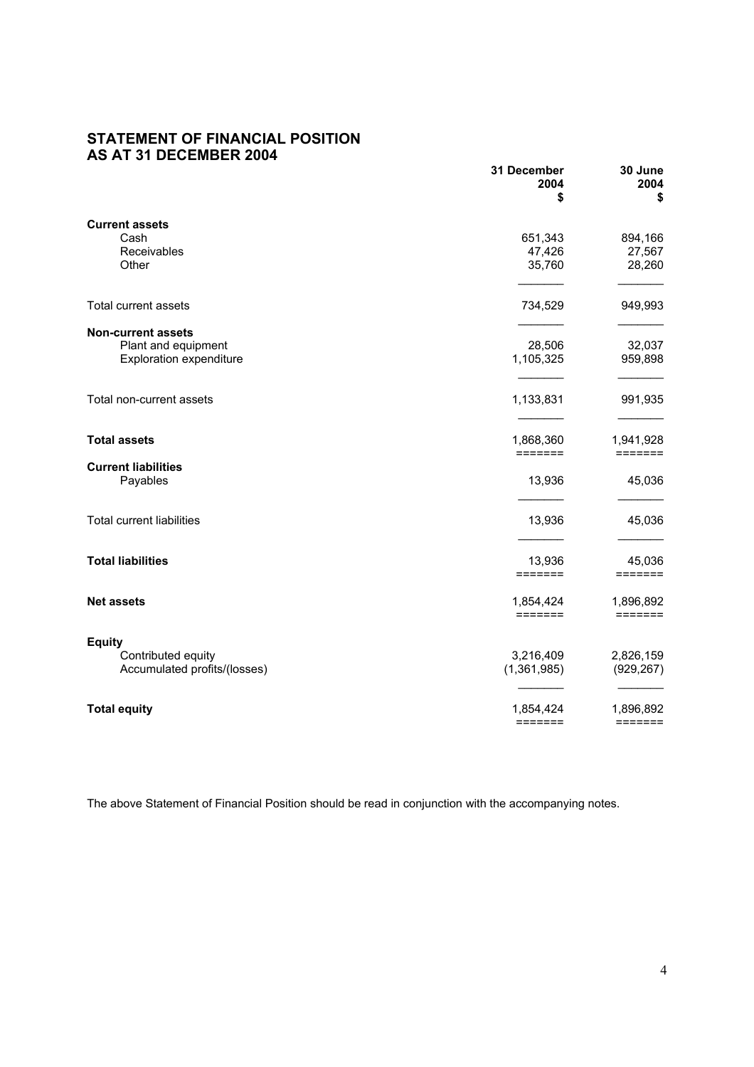## STATEMENT OF FINANCIAL POSITION
## AS AT 31 DECEMBER 2004

| | 31 December 2004 $ | 30 June 2004 $ |
|---|---|---|
| **Current assets** | | |
| Cash | 651,343 | 894,166 |
| Receivables | 47,426 | 27,567 |
| Other | 35,760 | 28,260 |
| Total current assets | 734,529 | 949,993 |
| **Non-current assets** | | |
| Plant and equipment | 28,506 | 32,037 |
| Exploration expenditure | 1,105,325 | 959,898 |
| Total non-current assets | 1,133,831 | 991,935 |
| **Total assets** | 1,868,360 | 1,941,928 |
| **Current liabilities** | | |
| Payables | 13,936 | 45,036 |
| Total current liabilities | 13,936 | 45,036 |
| **Total liabilities** | 13,936 | 45,036 |
| **Net assets** | 1,854,424 | 1,896,892 |
| **Equity** | | |
| Contributed equity | 3,216,409 | 2,826,159 |
| Accumulated profits/(losses) | (1,361,985) | (929,267) |
| **Total equity** | 1,854,424 | 1,896,892 |

The above Statement of Financial Position should be read in conjunction with the accompanying notes.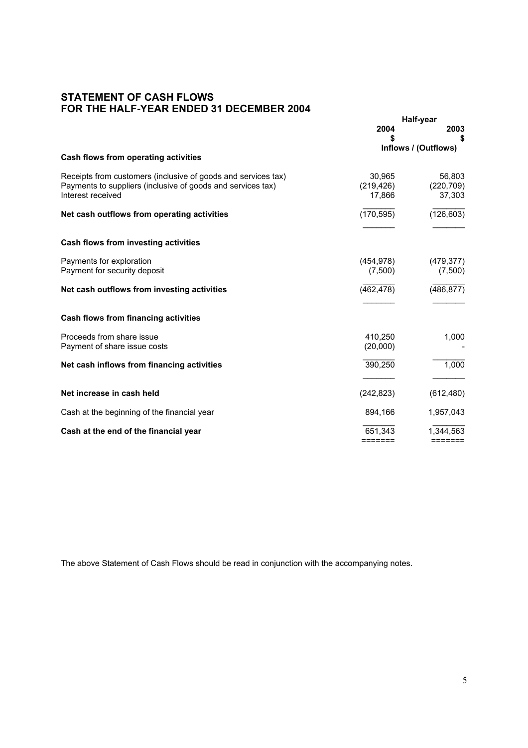## STATEMENT OF CASH FLOWS
## FOR THE HALF-YEAR ENDED 31 DECEMBER 2004

| | Half-year 2004 $ | Half-year 2003 $ |
|---|---|---|
| | Inflows / (Outflows) | |
| **Cash flows from operating activities** | | |
| Receipts from customers (inclusive of goods and services tax) | 30,965 | 56,803 |
| Payments to suppliers (inclusive of goods and services tax) | (219,426) | (220,709) |
| Interest received | 17,866 | 37,303 |
| **Net cash outflows from operating activities** | (170,595) | (126,603) |
| **Cash flows from investing activities** | | |
| Payments for exploration | (454,978) | (479,377) |
| Payment for security deposit | (7,500) | (7,500) |
| **Net cash outflows from investing activities** | (462,478) | (486,877) |
| **Cash flows from financing activities** | | |
| Proceeds from share issue | 410,250 | 1,000 |
| Payment of share issue costs | (20,000) | - |
| **Net cash inflows from financing activities** | 390,250 | 1,000 |
| **Net increase in cash held** | (242,823) | (612,480) |
| Cash at the beginning of the financial year | 894,166 | 1,957,043 |
| **Cash at the end of the financial year** | 651,343 | 1,344,563 |

The above Statement of Cash Flows should be read in conjunction with the accompanying notes.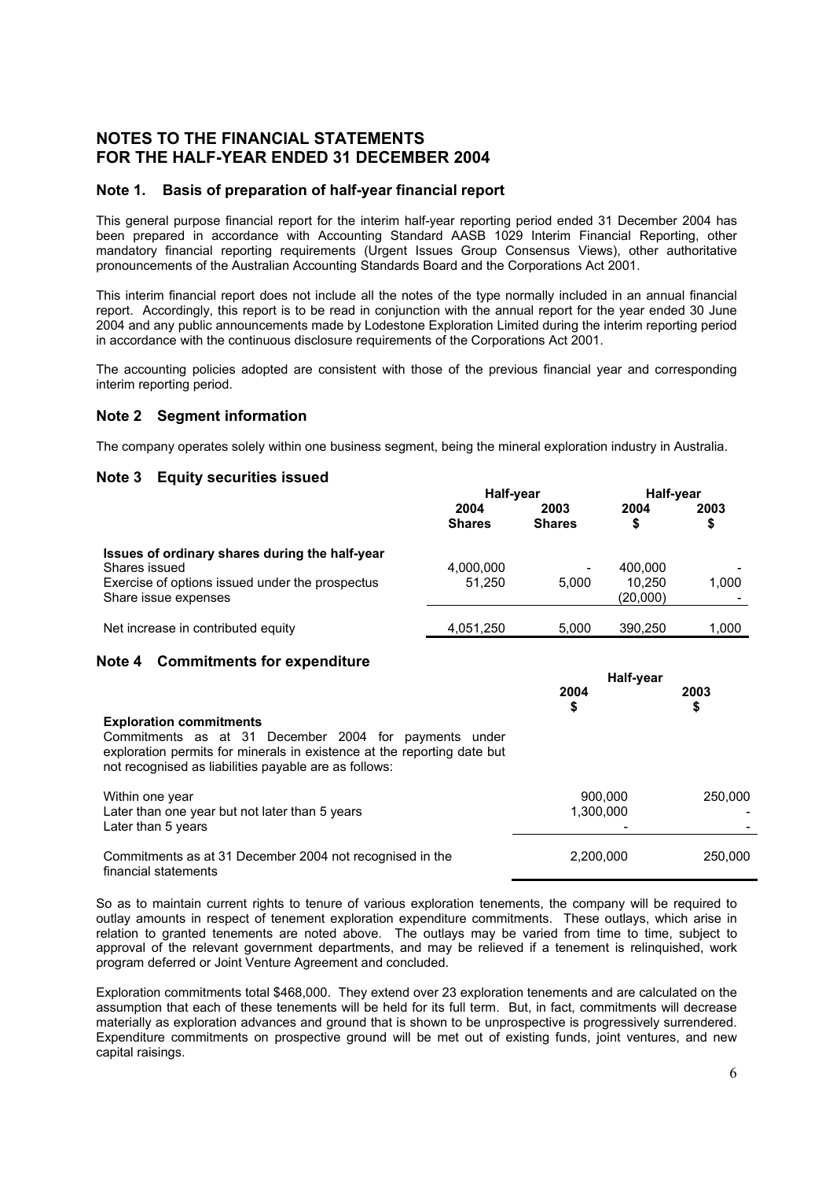# NOTES TO THE FINANCIAL STATEMENTS FOR THE HALF-YEAR ENDED 31 DECEMBER 2004

## Note 1. Basis of preparation of half-year financial report

This general purpose financial report for the interim half-year reporting period ended 31 December 2004 has been prepared in accordance with Accounting Standard AASB 1029 Interim Financial Reporting, other mandatory financial reporting requirements (Urgent Issues Group Consensus Views), other authoritative pronouncements of the Australian Accounting Standards Board and the Corporations Act 2001.

This interim financial report does not include all the notes of the type normally included in an annual financial report. Accordingly, this report is to be read in conjunction with the annual report for the year ended 30 June 2004 and any public announcements made by Lodestone Exploration Limited during the interim reporting period in accordance with the continuous disclosure requirements of the Corporations Act 2001.

The accounting policies adopted are consistent with those of the previous financial year and corresponding interim reporting period.

## Note 2 Segment information

The company operates solely within one business segment, being the mineral exploration industry in Australia.

## Note 3 Equity securities issued

| | Half-year | | Half-year | |
|---|---|---|---|---|
| | 2004 Shares | 2003 Shares | 2004 $ | 2003 $ |
| **Issues of ordinary shares during the half-year** | | | | |
| Shares issued | 4,000,000 | - | 400,000 | - |
| Exercise of options issued under the prospectus | 51,250 | 5,000 | 10,250 | 1,000 |
| Share issue expenses | | | (20,000) | - |
| Net increase in contributed equity | 4,051,250 | 5,000 | 390,250 | 1,000 |

## Note 4 Commitments for expenditure

| | Half-year | |
|---|---|---|
| | 2004 $ | 2003 $ |
| **Exploration commitments**<br>Commitments as at 31 December 2004 for payments under exploration permits for minerals in existence at the reporting date but not recognised as liabilities payable are as follows: | | |
| Within one year | 900,000 | 250,000 |
| Later than one year but not later than 5 years | 1,300,000 | - |
| Later than 5 years | - | - |
| Commitments as at 31 December 2004 not recognised in the financial statements | 2,200,000 | 250,000 |

So as to maintain current rights to tenure of various exploration tenements, the company will be required to outlay amounts in respect of tenement exploration expenditure commitments. These outlays, which arise in relation to granted tenements are noted above. The outlays may be varied from time to time, subject to approval of the relevant government departments, and may be relieved if a tenement is relinquished, work program deferred or Joint Venture Agreement and concluded.

Exploration commitments total $468,000. They extend over 23 exploration tenements and are calculated on the assumption that each of these tenements will be held for its full term. But, in fact, commitments will decrease materially as exploration advances and ground that is shown to be unprospective is progressively surrendered. Expenditure commitments on prospective ground will be met out of existing funds, joint ventures, and new capital raisings.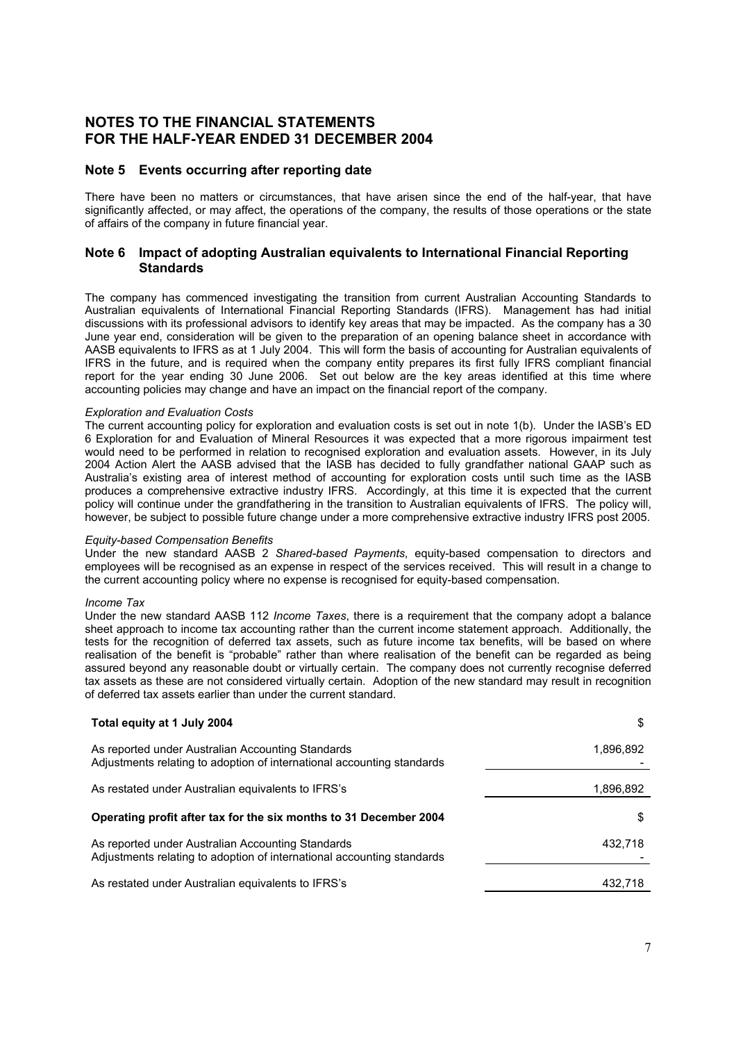# NOTES TO THE FINANCIAL STATEMENTS FOR THE HALF-YEAR ENDED 31 DECEMBER 2004

## Note 5 Events occurring after reporting date

There have been no matters or circumstances, that have arisen since the end of the half-year, that have significantly affected, or may affect, the operations of the company, the results of those operations or the state of affairs of the company in future financial year.

## Note 6 Impact of adopting Australian equivalents to International Financial Reporting Standards

The company has commenced investigating the transition from current Australian Accounting Standards to Australian equivalents of International Financial Reporting Standards (IFRS). Management has had initial discussions with its professional advisors to identify key areas that may be impacted. As the company has a 30 June year end, consideration will be given to the preparation of an opening balance sheet in accordance with AASB equivalents to IFRS as at 1 July 2004. This will form the basis of accounting for Australian equivalents of IFRS in the future, and is required when the company entity prepares its first fully IFRS compliant financial report for the year ending 30 June 2006. Set out below are the key areas identified at this time where accounting policies may change and have an impact on the financial report of the company.

*Exploration and Evaluation Costs*

The current accounting policy for exploration and evaluation costs is set out in note 1(b). Under the IASB's ED 6 Exploration for and Evaluation of Mineral Resources it was expected that a more rigorous impairment test would need to be performed in relation to recognised exploration and evaluation assets. However, in its July 2004 Action Alert the AASB advised that the IASB has decided to fully grandfather national GAAP such as Australia's existing area of interest method of accounting for exploration costs until such time as the IASB produces a comprehensive extractive industry IFRS. Accordingly, at this time it is expected that the current policy will continue under the grandfathering in the transition to Australian equivalents of IFRS. The policy will, however, be subject to possible future change under a more comprehensive extractive industry IFRS post 2005.

*Equity-based Compensation Benefits*

Under the new standard AASB 2 *Shared-based Payments*, equity-based compensation to directors and employees will be recognised as an expense in respect of the services received. This will result in a change to the current accounting policy where no expense is recognised for equity-based compensation.

*Income Tax*

Under the new standard AASB 112 *Income Taxes*, there is a requirement that the company adopt a balance sheet approach to income tax accounting rather than the current income statement approach. Additionally, the tests for the recognition of deferred tax assets, such as future income tax benefits, will be based on where realisation of the benefit is "probable" rather than where realisation of the benefit can be regarded as being assured beyond any reasonable doubt or virtually certain. The company does not currently recognise deferred tax assets as these are not considered virtually certain. Adoption of the new standard may result in recognition of deferred tax assets earlier than under the current standard.

| **Total equity at 1 July 2004** | $ |
|---|---|
| As reported under Australian Accounting Standards | 1,896,892 |
| Adjustments relating to adoption of international accounting standards | - |
| As restated under Australian equivalents to IFRS's | 1,896,892 |

| **Operating profit after tax for the six months to 31 December 2004** | $ |
|---|---|
| As reported under Australian Accounting Standards | 432,718 |
| Adjustments relating to adoption of international accounting standards | - |
| As restated under Australian equivalents to IFRS's | 432,718 |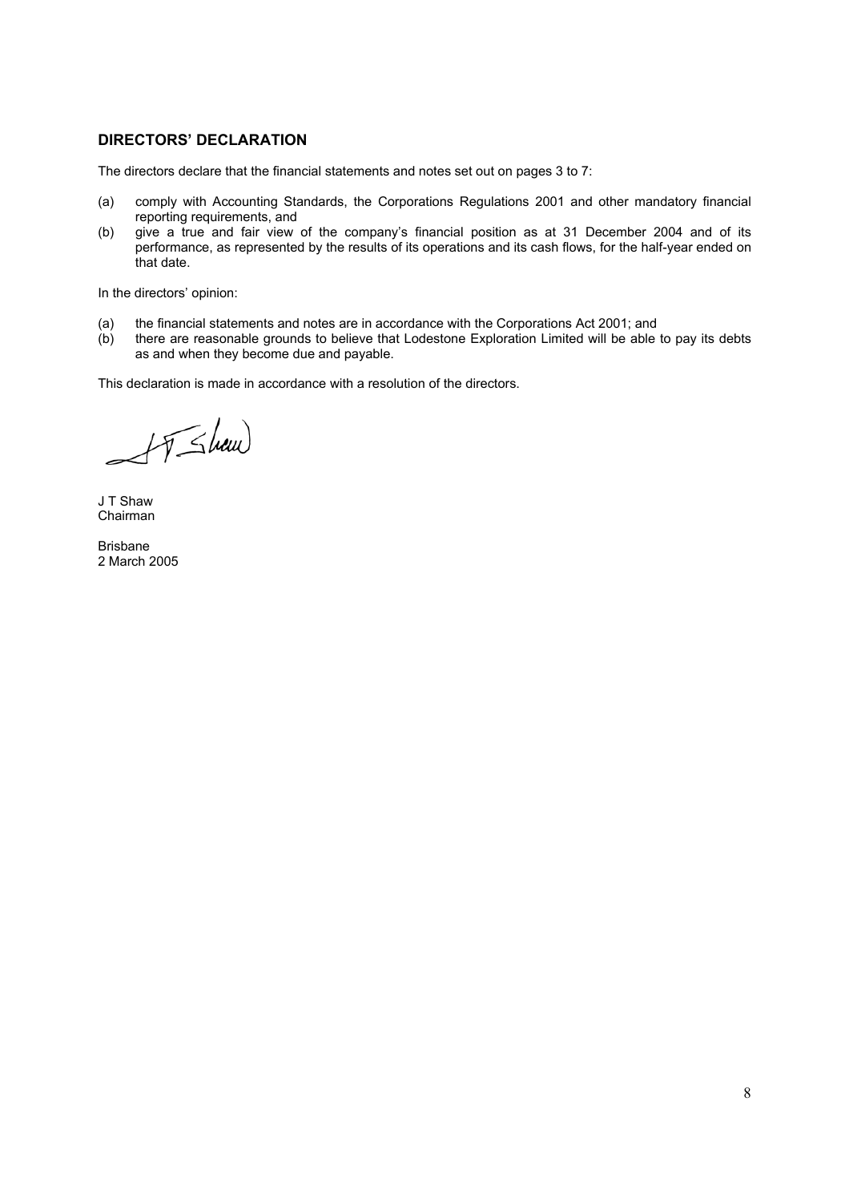## DIRECTORS' DECLARATION

The directors declare that the financial statements and notes set out on pages 3 to 7:

(a) comply with Accounting Standards, the Corporations Regulations 2001 and other mandatory financial reporting requirements, and

(b) give a true and fair view of the company's financial position as at 31 December 2004 and of its performance, as represented by the results of its operations and its cash flows, for the half-year ended on that date.

In the directors' opinion:

(a) the financial statements and notes are in accordance with the Corporations Act 2001; and

(b) there are reasonable grounds to believe that Lodestone Exploration Limited will be able to pay its debts as and when they become due and payable.

This declaration is made in accordance with a resolution of the directors.

J T Shaw
Chairman

Brisbane
2 March 2005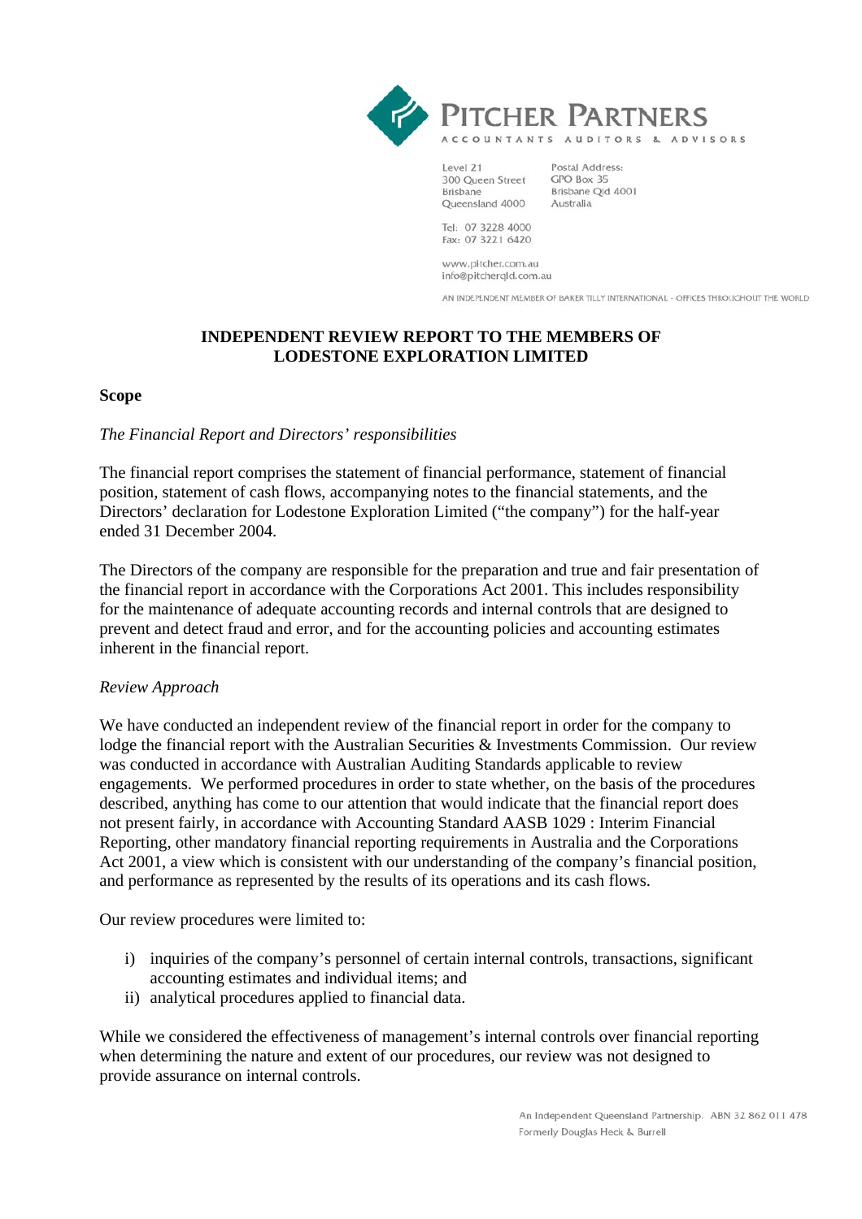# PITCHER PARTNERS

ACCOUNTANTS AUDITORS & ADVISORS

Level 21
300 Queen Street
Brisbane
Queensland 4000

Postal Address:
GPO Box 35
Brisbane Qld 4001
Australia

Tel: 07 3228 4000
Fax: 07 3221 6420

www.pitcher.com.au
info@pitcherqld.com.au

AN INDEPENDENT MEMBER OF BAKER TILLY INTERNATIONAL - OFFICES THROUGHOUT THE WORLD

## INDEPENDENT REVIEW REPORT TO THE MEMBERS OF LODESTONE EXPLORATION LIMITED

### Scope

*The Financial Report and Directors' responsibilities*

The financial report comprises the statement of financial performance, statement of financial position, statement of cash flows, accompanying notes to the financial statements, and the Directors' declaration for Lodestone Exploration Limited ("the company") for the half-year ended 31 December 2004.

The Directors of the company are responsible for the preparation and true and fair presentation of the financial report in accordance with the Corporations Act 2001. This includes responsibility for the maintenance of adequate accounting records and internal controls that are designed to prevent and detect fraud and error, and for the accounting policies and accounting estimates inherent in the financial report.

*Review Approach*

We have conducted an independent review of the financial report in order for the company to lodge the financial report with the Australian Securities & Investments Commission. Our review was conducted in accordance with Australian Auditing Standards applicable to review engagements. We performed procedures in order to state whether, on the basis of the procedures described, anything has come to our attention that would indicate that the financial report does not present fairly, in accordance with Accounting Standard AASB 1029 : Interim Financial Reporting, other mandatory financial reporting requirements in Australia and the Corporations Act 2001, a view which is consistent with our understanding of the company's financial position, and performance as represented by the results of its operations and its cash flows.

Our review procedures were limited to:

i) inquiries of the company's personnel of certain internal controls, transactions, significant accounting estimates and individual items; and
ii) analytical procedures applied to financial data.

While we considered the effectiveness of management's internal controls over financial reporting when determining the nature and extent of our procedures, our review was not designed to provide assurance on internal controls.

An Independent Queensland Partnership. ABN 32 862 011 478
Formerly Douglas Heck & Burrell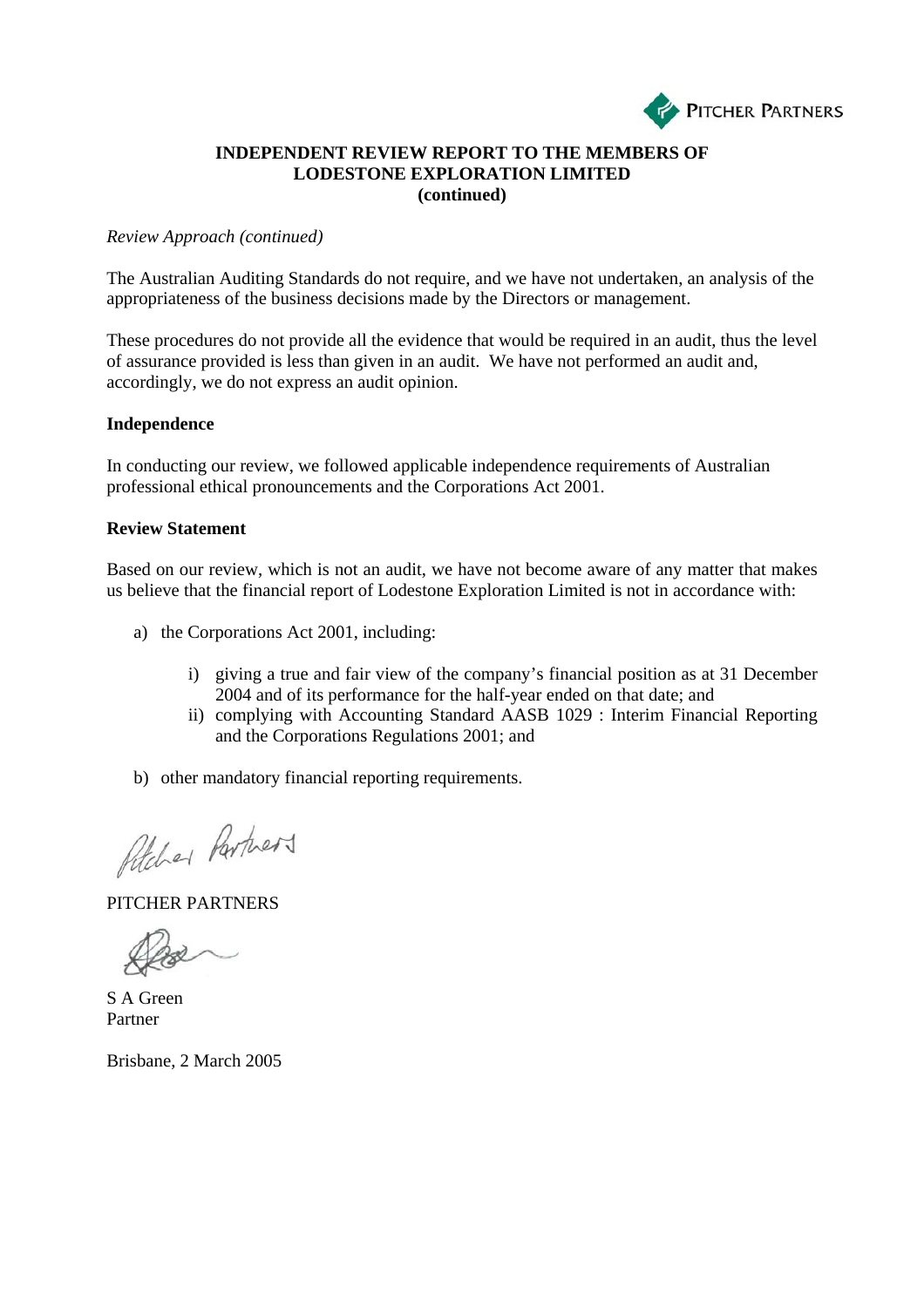**INDEPENDENT REVIEW REPORT TO THE MEMBERS OF LODESTONE EXPLORATION LIMITED (continued)**

*Review Approach (continued)*

The Australian Auditing Standards do not require, and we have not undertaken, an analysis of the appropriateness of the business decisions made by the Directors or management.

These procedures do not provide all the evidence that would be required in an audit, thus the level of assurance provided is less than given in an audit. We have not performed an audit and, accordingly, we do not express an audit opinion.

**Independence**

In conducting our review, we followed applicable independence requirements of Australian professional ethical pronouncements and the Corporations Act 2001.

**Review Statement**

Based on our review, which is not an audit, we have not become aware of any matter that makes us believe that the financial report of Lodestone Exploration Limited is not in accordance with:

a) the Corporations Act 2001, including:

   i) giving a true and fair view of the company's financial position as at 31 December 2004 and of its performance for the half-year ended on that date; and
   
   ii) complying with Accounting Standard AASB 1029 : Interim Financial Reporting and the Corporations Regulations 2001; and

b) other mandatory financial reporting requirements.

PITCHER PARTNERS

S A Green
Partner

Brisbane, 2 March 2005